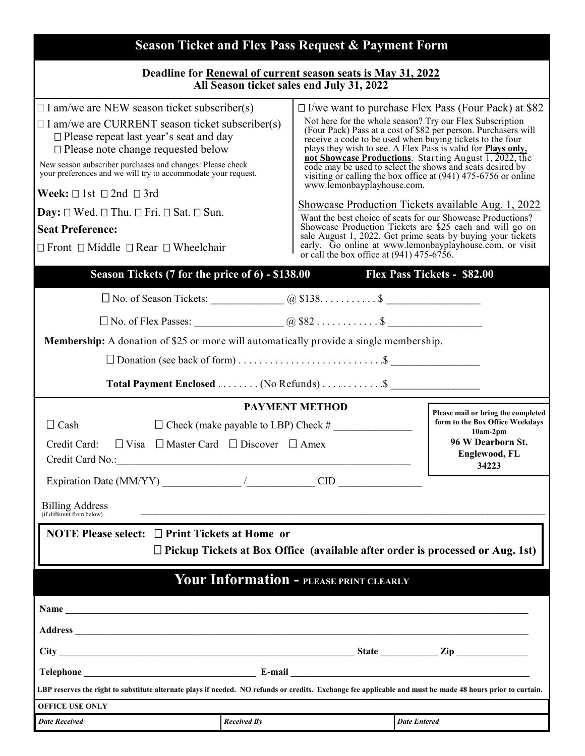# Season Ticket and Flex Pass Request & Payment Form

**Deadline for <u>Renewal of current season seats is May 31, 2022</u>**
**All Season ticket sales end July 31, 2022**

☐ I am/we are NEW season ticket subscriber(s)

☐ I am/we are CURRENT season ticket subscriber(s)

- ☐ Please repeat last year's seat and day
- ☐ Please note change requested below

New season subscriber purchases and changes: Please check your preferences and we will try to accommodate your request.

**Week:** ☐ 1st ☐ 2nd ☐ 3rd

**Day:** ☐ Wed. ☐ Thu. ☐ Fri. ☐ Sat. ☐ Sun.

**Seat Preference:**

☐ Front ☐ Middle ☐ Rear ☐ Wheelchair

☐ I/we want to purchase Flex Pass (Four Pack) at $82

Not here for the whole season? Try our Flex Subscription (Four Pack) Pass at a cost of $82 per person. Purchasers will receive a code to be used when buying tickets to the four plays they wish to see. A Flex Pass is valid for **<u>Plays only, not Showcase Productions</u>**. Starting August 1, 2022, the code may be used to select the shows and seats desired by visiting or calling the box office at (941) 475-6756 or online www.lemonbayplayhouse.com.

<u>Showcase Production Tickets available Aug. 1, 2022</u>

Want the best choice of seats for our Showcase Productions? Showcase Production Tickets are $25 each and will go on sale August 1, 2022. Get prime seats by buying your tickets early. Go online at www.lemonbayplayhouse.com, or visit or call the box office at (941) 475-6756.

## Season Tickets (7 for the price of 6) - $138.00 Flex Pass Tickets - $82.00

☐ No. of Season Tickets: _____________ @ $138. . . . . . . . . . . $ ________________

☐ No. of Flex Passes: _______________ @ $82 . . . . . . . . . . . . $ ________________

**Membership:** A donation of $25 or more will automatically provide a single membership.

☐ Donation (see back of form) . . . . . . . . . . . . . . . . . . . . . . . . . . .$ ________________

**Total Payment Enclosed** . . . . . . . . (No Refunds) . . . . . . . . . . . .$ ________________

## PAYMENT METHOD

☐ Cash ☐ Check (make payable to LBP) Check # ______________

Credit Card: ☐ Visa ☐ Master Card ☐ Discover ☐ Amex

Credit Card No.:________________________________________________________

Expiration Date (MM/YY) ______________ /____________ CID _______________

Billing Address (if different from below) ________________________________________________________________

**Please mail or bring the completed form to the Box Office Weekdays 10am-2pm**
**96 W Dearborn St.**
**Englewood, FL**
**34223**

**NOTE Please select:** ☐ **Print Tickets at Home or**
☐ **Pickup Tickets at Box Office (available after order is processed or Aug. 1st)**

## Your Information - PLEASE PRINT CLEARLY

**Name** ________________________________________________________________

**Address** ________________________________________________________________

**City** ______________________________________________ **State** ___________ **Zip** ______________

**Telephone** ___________________________________ **E-mail** _____________________________________________

**LBP reserves the right to substitute alternate plays if needed. NO refunds or credits. Exchange fee applicable and must be made 48 hours prior to curtain.**

| OFFICE USE ONLY | | |
|---|---|---|
| *Date Received* | *Received By* | *Date Entered* |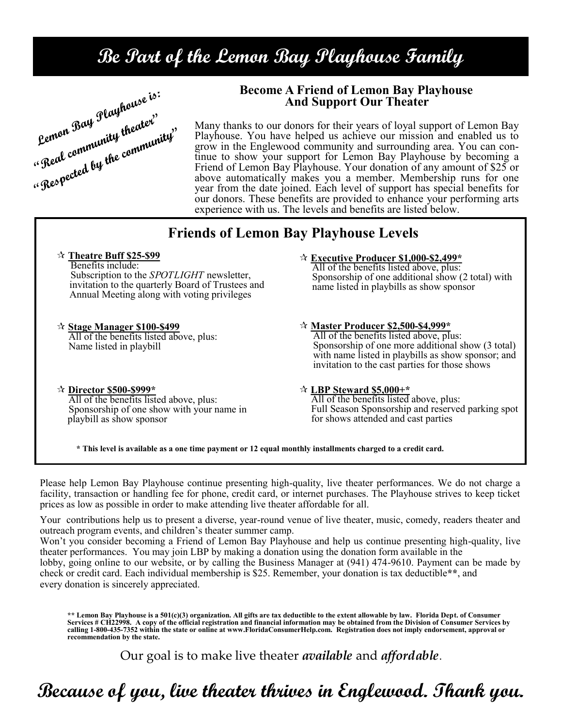# Be Part of the Lemon Bay Playhouse Family

Lemon Bay Playhouse is:
"Real community theater"
"Respected by the community"

## Become A Friend of Lemon Bay Playhouse And Support Our Theater

Many thanks to our donors for their years of loyal support of Lemon Bay Playhouse. You have helped us achieve our mission and enabled us to grow in the Englewood community and surrounding area. You can continue to show your support for Lemon Bay Playhouse by becoming a Friend of Lemon Bay Playhouse. Your donation of any amount of $25 or above automatically makes you a member. Membership runs for one year from the date joined. Each level of support has special benefits for our donors. These benefits are provided to enhance your performing arts experience with us. The levels and benefits are listed below.

## Friends of Lemon Bay Playhouse Levels

☆ **Theatre Buff $25-$99**
Benefits include:
Subscription to the *SPOTLIGHT* newsletter, invitation to the quarterly Board of Trustees and Annual Meeting along with voting privileges

☆ **Stage Manager $100-$499**
All of the benefits listed above, plus:
Name listed in playbill

☆ **Director $500-$999***
All of the benefits listed above, plus:
Sponsorship of one show with your name in playbill as show sponsor

☆ **Executive Producer $1,000-$2,499***
All of the benefits listed above, plus:
Sponsorship of one additional show (2 total) with name listed in playbills as show sponsor

☆ **Master Producer $2,500-$4,999***
All of the benefits listed above, plus:
Sponsorship of one more additional show (3 total) with name listed in playbills as show sponsor; and invitation to the cast parties for those shows

☆ **LBP Steward $5,000+***
All of the benefits listed above, plus:
Full Season Sponsorship and reserved parking spot for shows attended and cast parties

**\* This level is available as a one time payment or 12 equal monthly installments charged to a credit card.**

Please help Lemon Bay Playhouse continue presenting high-quality, live theater performances. We do not charge a facility, transaction or handling fee for phone, credit card, or internet purchases. The Playhouse strives to keep ticket prices as low as possible in order to make attending live theater affordable for all.

Your contributions help us to present a diverse, year-round venue of live theater, music, comedy, readers theater and outreach program events, and children's theater summer camp.

Won't you consider becoming a Friend of Lemon Bay Playhouse and help us continue presenting high-quality, live theater performances. You may join LBP by making a donation using the donation form available in the lobby, going online to our website, or by calling the Business Manager at (941) 474-9610. Payment can be made by check or credit card. Each individual membership is $25. Remember, your donation is tax deductible**, and every donation is sincerely appreciated.

**\*\* Lemon Bay Playhouse is a 501(c)(3) organization. All gifts are tax deductible to the extent allowable by law. Florida Dept. of Consumer Services # CH22998. A copy of the official registration and financial information may be obtained from the Division of Consumer Services by calling 1-800-435-7352 within the state or online at www.FloridaConsumerHelp.com. Registration does not imply endorsement, approval or recommendation by the state.**

Our goal is to make live theater ***available*** and ***affordable***.

# Because of you, live theater thrives in Englewood. Thank you.